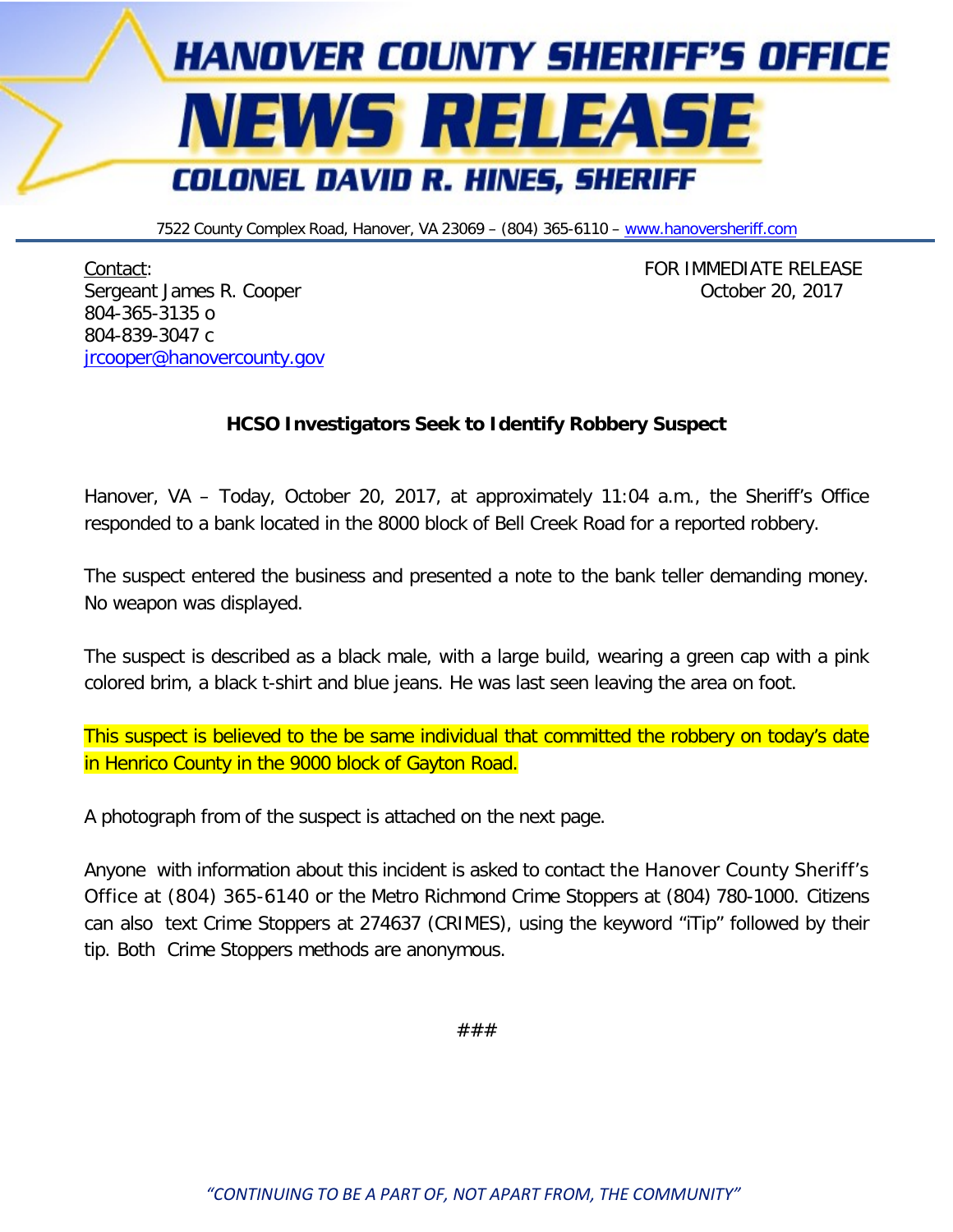# HANOVER COUNTY SHERIFF'S OFFICE

# NEWS RELEASE

## COLONEL DAVID R. HINES, SHERIFF

7522 County Complex Road, Hanover, VA 23069 – (804) 365-6110 – www.hanoversheriff.com

Contact:
Sergeant James R. Cooper
804-365-3135 o
804-839-3047 c
jrcooper@hanovercounty.gov

FOR IMMEDIATE RELEASE
October 20, 2017

**HCSO Investigators Seek to Identify Robbery Suspect**

Hanover, VA – Today, October 20, 2017, at approximately 11:04 a.m., the Sheriff's Office responded to a bank located in the 8000 block of Bell Creek Road for a reported robbery.

The suspect entered the business and presented a note to the bank teller demanding money. No weapon was displayed.

The suspect is described as a black male, with a large build, wearing a green cap with a pink colored brim, a black t-shirt and blue jeans. He was last seen leaving the area on foot.

This suspect is believed to the be same individual that committed the robbery on today's date in Henrico County in the 9000 block of Gayton Road.

A photograph from of the suspect is attached on the next page.

Anyone with information about this incident is asked to contact the Hanover County Sheriff's Office at (804) 365-6140 or the Metro Richmond Crime Stoppers at (804) 780-1000. Citizens can also text Crime Stoppers at 274637 (CRIMES), using the keyword "iTip" followed by their tip. Both Crime Stoppers methods are anonymous.

###

*"CONTINUING TO BE A PART OF, NOT APART FROM, THE COMMUNITY"*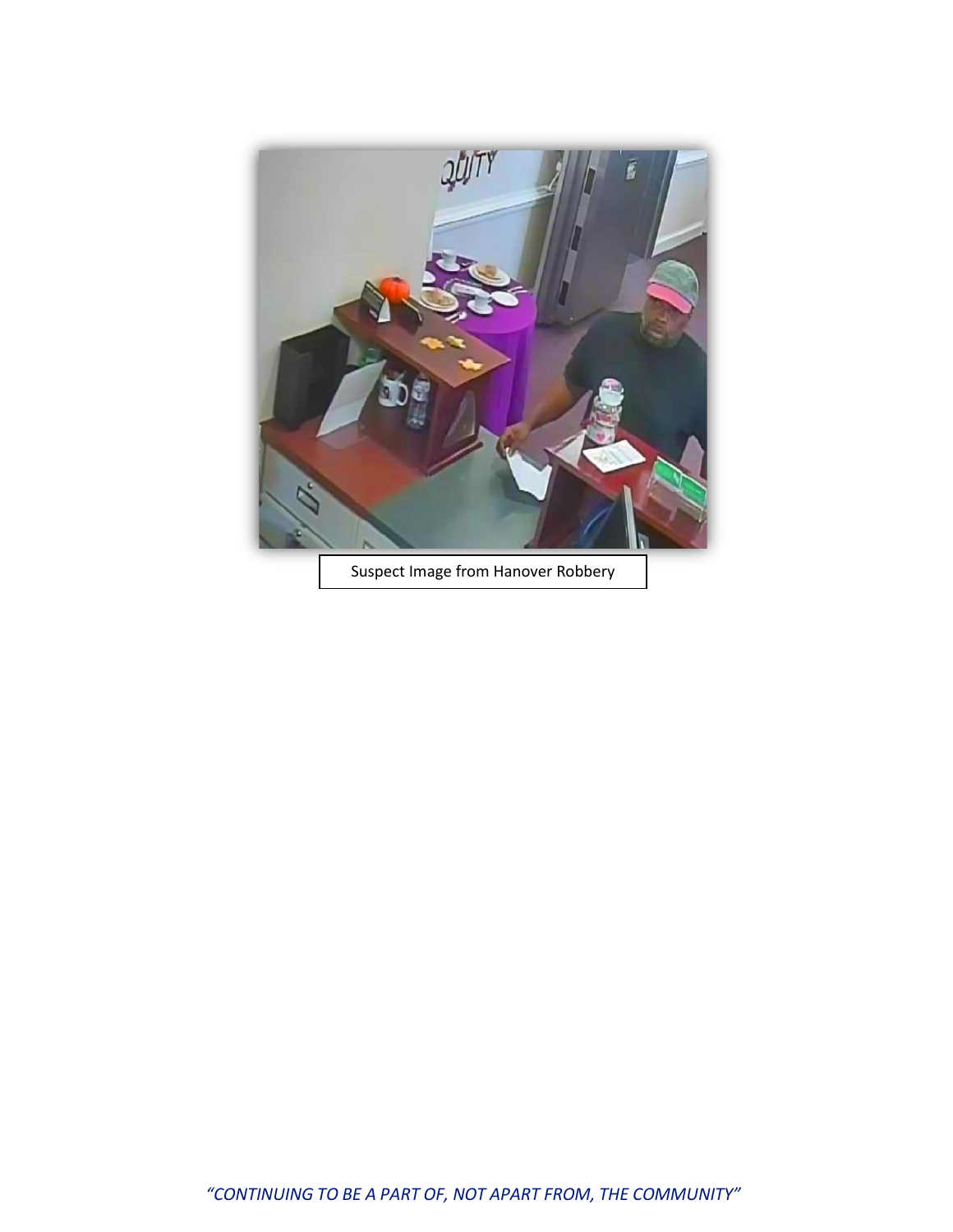Suspect Image from Hanover Robbery

*"CONTINUING TO BE A PART OF, NOT APART FROM, THE COMMUNITY"*